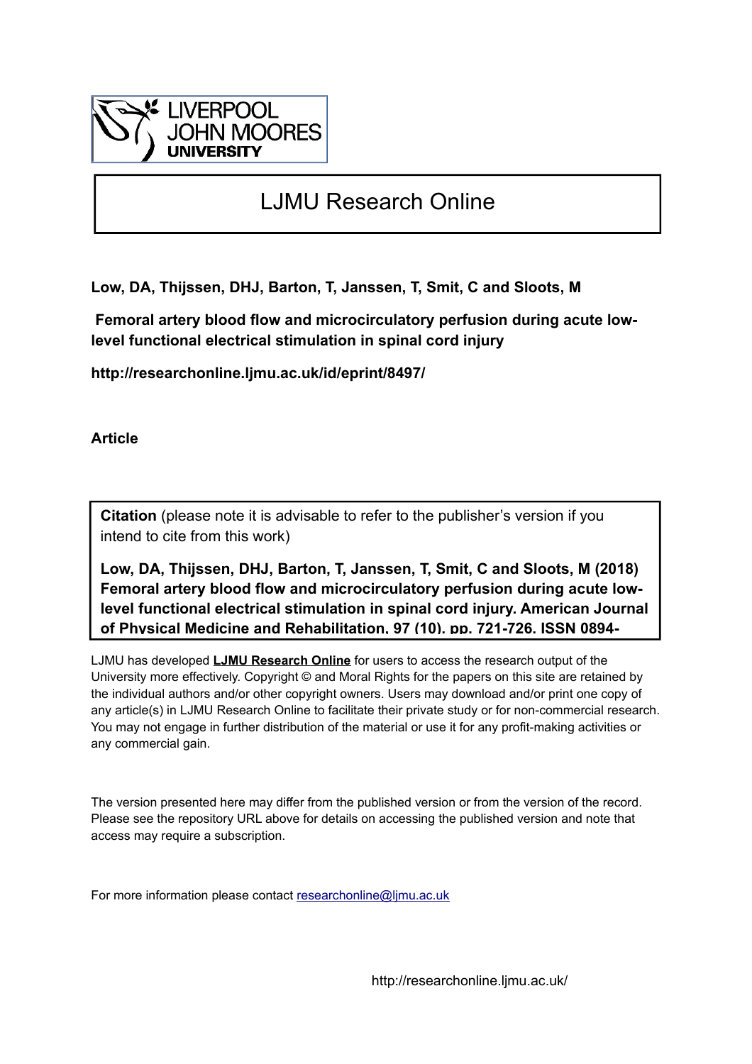LIVERPOOL JOHN MOORES UNIVERSITY

# LJMU Research Online

**Low, DA, Thijssen, DHJ, Barton, T, Janssen, T, Smit, C and Sloots, M**

**Femoral artery blood flow and microcirculatory perfusion during acute low-level functional electrical stimulation in spinal cord injury**

**http://researchonline.ljmu.ac.uk/id/eprint/8497/**

**Article**

**Citation** (please note it is advisable to refer to the publisher's version if you intend to cite from this work)

**Low, DA, Thijssen, DHJ, Barton, T, Janssen, T, Smit, C and Sloots, M (2018) Femoral artery blood flow and microcirculatory perfusion during acute low-level functional electrical stimulation in spinal cord injury. American Journal of Physical Medicine and Rehabilitation, 97 (10). pp. 721-726. ISSN 0894-**

LJMU has developed **LJMU Research Online** for users to access the research output of the University more effectively. Copyright © and Moral Rights for the papers on this site are retained by the individual authors and/or other copyright owners. Users may download and/or print one copy of any article(s) in LJMU Research Online to facilitate their private study or for non-commercial research. You may not engage in further distribution of the material or use it for any profit-making activities or any commercial gain.

The version presented here may differ from the published version or from the version of the record. Please see the repository URL above for details on accessing the published version and note that access may require a subscription.

For more information please contact researchonline@ljmu.ac.uk

http://researchonline.ljmu.ac.uk/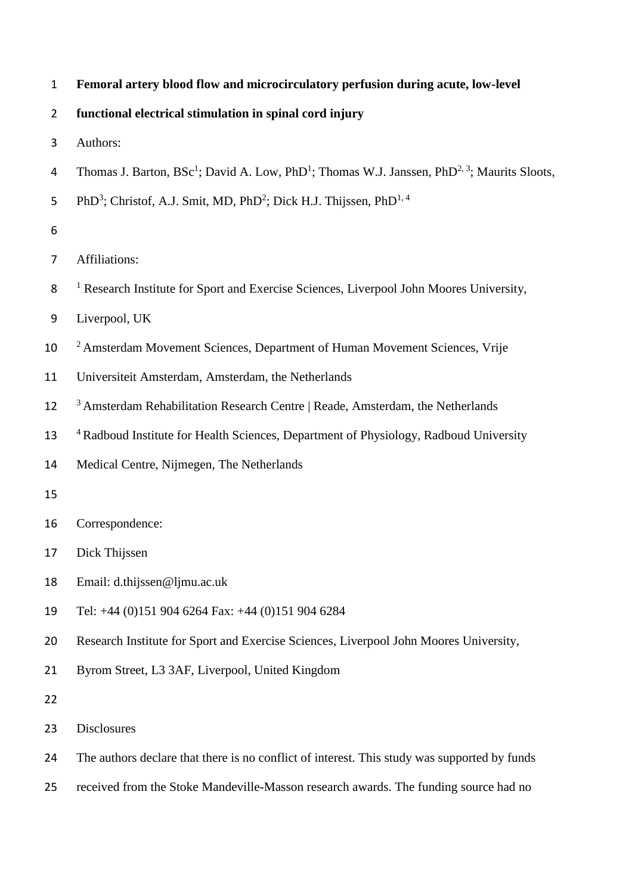# Femoral artery blood flow and microcirculatory perfusion during acute, low-level functional electrical stimulation in spinal cord injury

Authors:

Thomas J. Barton, BSc[1]; David A. Low, PhD[1]; Thomas W.J. Janssen, PhD[2, 3]; Maurits Sloots, PhD[3]; Christof, A.J. Smit, MD, PhD[2]; Dick H.J. Thijssen, PhD[1, 4]

Affiliations:

[1] Research Institute for Sport and Exercise Sciences, Liverpool John Moores University, Liverpool, UK

[2] Amsterdam Movement Sciences, Department of Human Movement Sciences, Vrije Universiteit Amsterdam, Amsterdam, the Netherlands

[3] Amsterdam Rehabilitation Research Centre | Reade, Amsterdam, the Netherlands

[4] Radboud Institute for Health Sciences, Department of Physiology, Radboud University Medical Centre, Nijmegen, The Netherlands

Correspondence:

Dick Thijssen

Email: d.thijssen@ljmu.ac.uk

Tel: +44 (0)151 904 6264 Fax: +44 (0)151 904 6284

Research Institute for Sport and Exercise Sciences, Liverpool John Moores University, Byrom Street, L3 3AF, Liverpool, United Kingdom

Disclosures

The authors declare that there is no conflict of interest. This study was supported by funds received from the Stoke Mandeville-Masson research awards. The funding source had no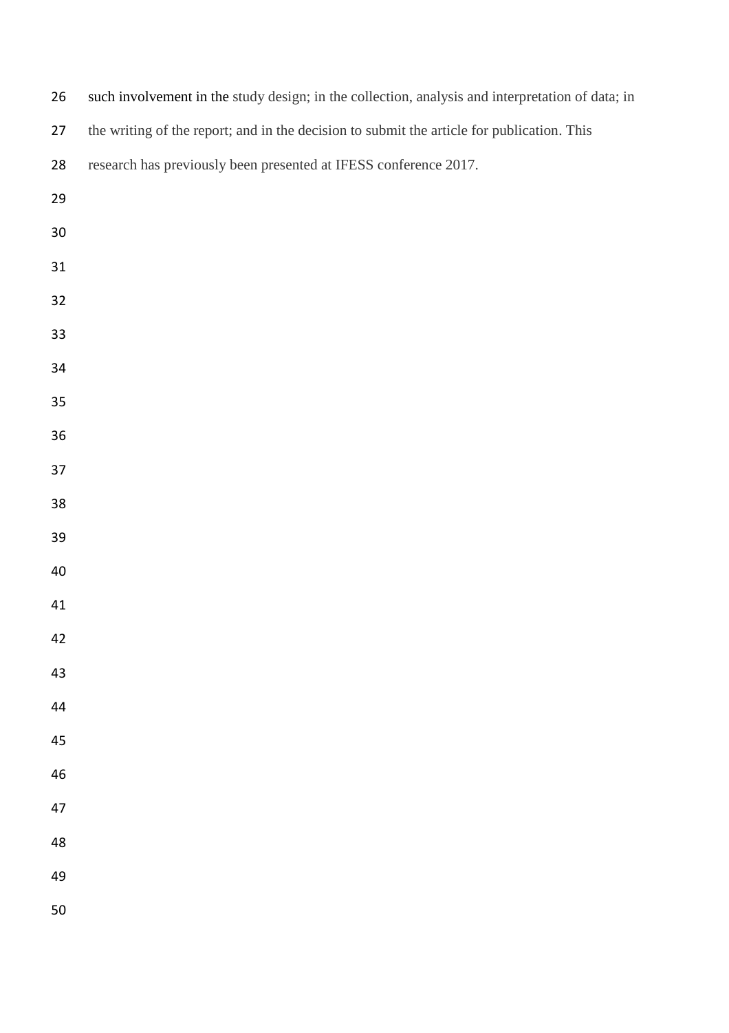such involvement in the study design; in the collection, analysis and interpretation of data; in the writing of the report; and in the decision to submit the article for publication. This research has previously been presented at IFESS conference 2017.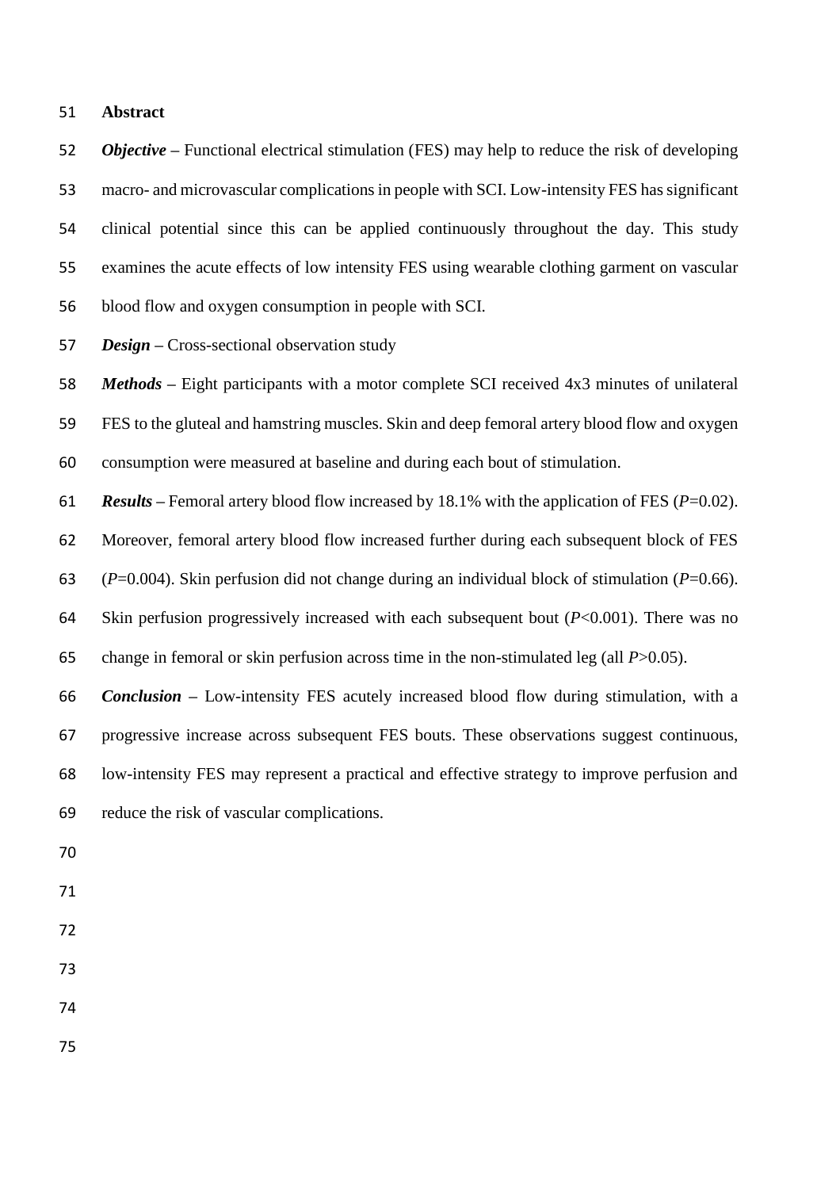## Abstract

***Objective*** – Functional electrical stimulation (FES) may help to reduce the risk of developing macro- and microvascular complications in people with SCI. Low-intensity FES has significant clinical potential since this can be applied continuously throughout the day. This study examines the acute effects of low intensity FES using wearable clothing garment on vascular blood flow and oxygen consumption in people with SCI.

***Design*** – Cross-sectional observation study

***Methods*** – Eight participants with a motor complete SCI received 4x3 minutes of unilateral FES to the gluteal and hamstring muscles. Skin and deep femoral artery blood flow and oxygen consumption were measured at baseline and during each bout of stimulation.

***Results*** – Femoral artery blood flow increased by 18.1% with the application of FES ($P$=0.02). Moreover, femoral artery blood flow increased further during each subsequent block of FES ($P$=0.004). Skin perfusion did not change during an individual block of stimulation ($P$=0.66). Skin perfusion progressively increased with each subsequent bout ($P$<0.001). There was no change in femoral or skin perfusion across time in the non-stimulated leg (all $P$>0.05).

***Conclusion*** – Low-intensity FES acutely increased blood flow during stimulation, with a progressive increase across subsequent FES bouts. These observations suggest continuous, low-intensity FES may represent a practical and effective strategy to improve perfusion and reduce the risk of vascular complications.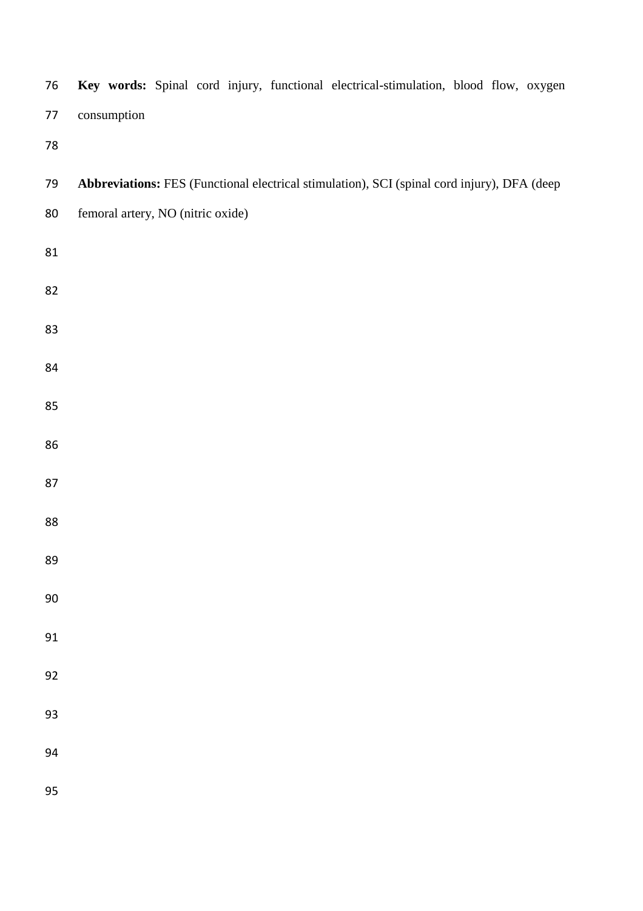**Key words:** Spinal cord injury, functional electrical-stimulation, blood flow, oxygen consumption

**Abbreviations:** FES (Functional electrical stimulation), SCI (spinal cord injury), DFA (deep femoral artery, NO (nitric oxide)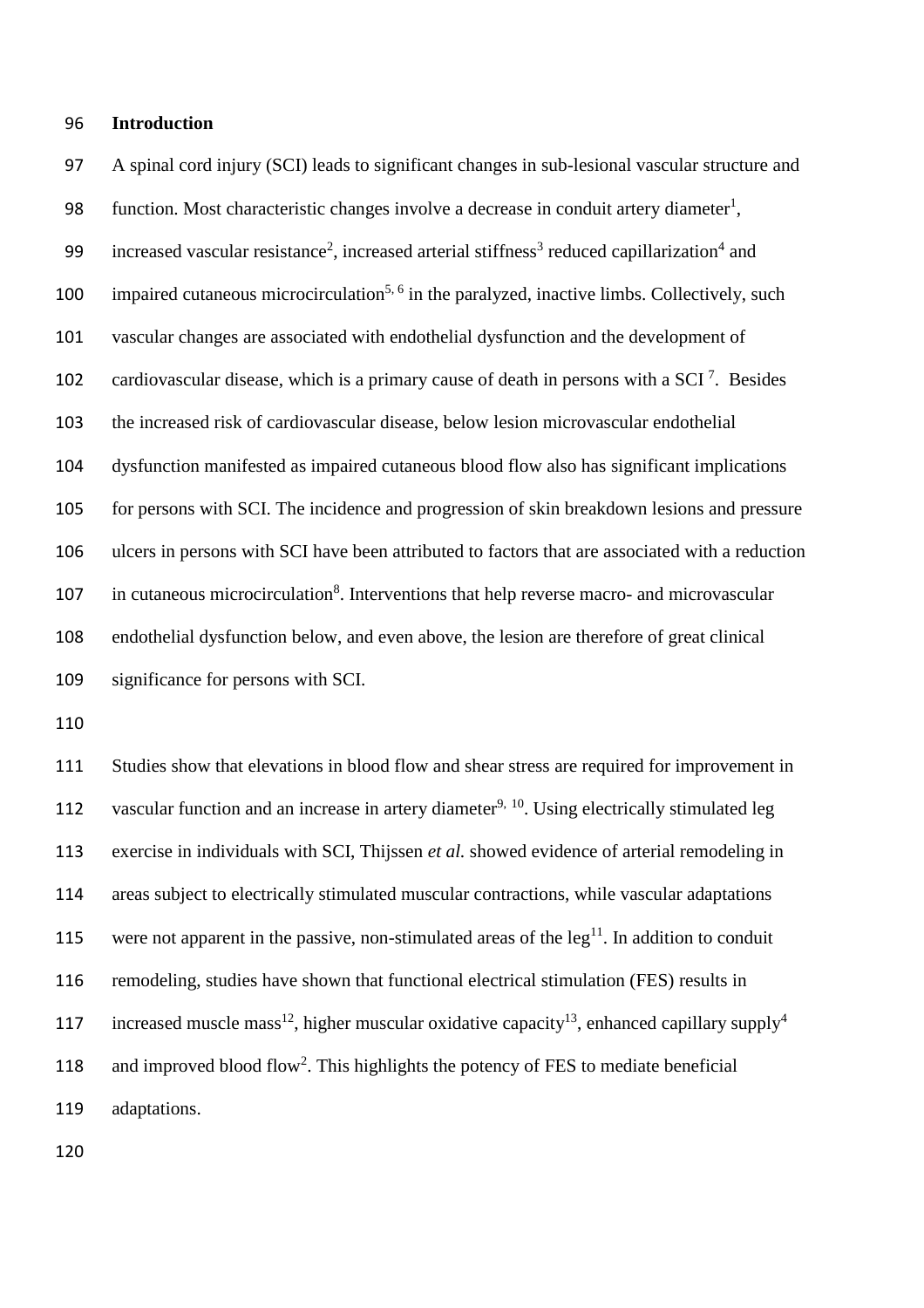## Introduction

A spinal cord injury (SCI) leads to significant changes in sub-lesional vascular structure and function. Most characteristic changes involve a decrease in conduit artery diameter[1], increased vascular resistance[2], increased arterial stiffness[3] reduced capillarization[4] and impaired cutaneous microcirculation[5, 6] in the paralyzed, inactive limbs. Collectively, such vascular changes are associated with endothelial dysfunction and the development of cardiovascular disease, which is a primary cause of death in persons with a SCI [7]. Besides the increased risk of cardiovascular disease, below lesion microvascular endothelial dysfunction manifested as impaired cutaneous blood flow also has significant implications for persons with SCI. The incidence and progression of skin breakdown lesions and pressure ulcers in persons with SCI have been attributed to factors that are associated with a reduction in cutaneous microcirculation[8]. Interventions that help reverse macro- and microvascular endothelial dysfunction below, and even above, the lesion are therefore of great clinical significance for persons with SCI.

Studies show that elevations in blood flow and shear stress are required for improvement in vascular function and an increase in artery diameter[9, 10]. Using electrically stimulated leg exercise in individuals with SCI, Thijssen *et al.* showed evidence of arterial remodeling in areas subject to electrically stimulated muscular contractions, while vascular adaptations were not apparent in the passive, non-stimulated areas of the leg[11]. In addition to conduit remodeling, studies have shown that functional electrical stimulation (FES) results in increased muscle mass[12], higher muscular oxidative capacity[13], enhanced capillary supply[4] and improved blood flow[2]. This highlights the potency of FES to mediate beneficial adaptations.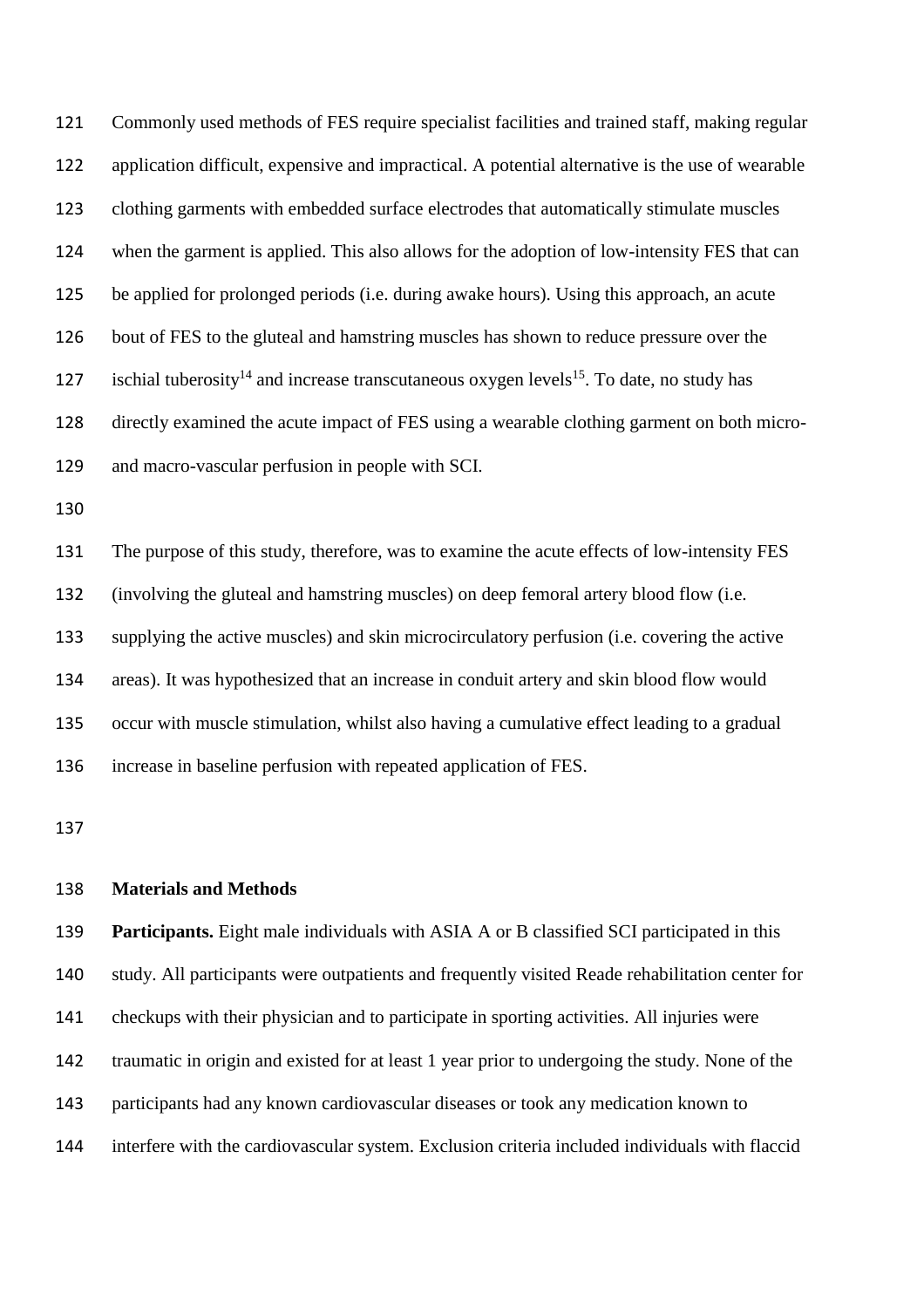Commonly used methods of FES require specialist facilities and trained staff, making regular application difficult, expensive and impractical. A potential alternative is the use of wearable clothing garments with embedded surface electrodes that automatically stimulate muscles when the garment is applied. This also allows for the adoption of low-intensity FES that can be applied for prolonged periods (i.e. during awake hours). Using this approach, an acute bout of FES to the gluteal and hamstring muscles has shown to reduce pressure over the ischial tuberosity[14] and increase transcutaneous oxygen levels[15]. To date, no study has directly examined the acute impact of FES using a wearable clothing garment on both micro- and macro-vascular perfusion in people with SCI.

The purpose of this study, therefore, was to examine the acute effects of low-intensity FES (involving the gluteal and hamstring muscles) on deep femoral artery blood flow (i.e. supplying the active muscles) and skin microcirculatory perfusion (i.e. covering the active areas). It was hypothesized that an increase in conduit artery and skin blood flow would occur with muscle stimulation, whilst also having a cumulative effect leading to a gradual increase in baseline perfusion with repeated application of FES.

## Materials and Methods

**Participants.** Eight male individuals with ASIA A or B classified SCI participated in this study. All participants were outpatients and frequently visited Reade rehabilitation center for checkups with their physician and to participate in sporting activities. All injuries were traumatic in origin and existed for at least 1 year prior to undergoing the study. None of the participants had any known cardiovascular diseases or took any medication known to interfere with the cardiovascular system. Exclusion criteria included individuals with flaccid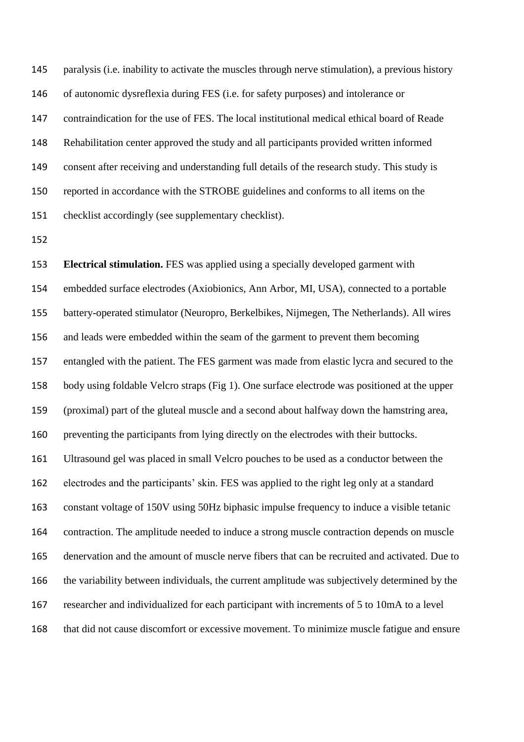paralysis (i.e. inability to activate the muscles through nerve stimulation), a previous history of autonomic dysreflexia during FES (i.e. for safety purposes) and intolerance or contraindication for the use of FES. The local institutional medical ethical board of Reade Rehabilitation center approved the study and all participants provided written informed consent after receiving and understanding full details of the research study. This study is reported in accordance with the STROBE guidelines and conforms to all items on the checklist accordingly (see supplementary checklist).

**Electrical stimulation.** FES was applied using a specially developed garment with embedded surface electrodes (Axiobionics, Ann Arbor, MI, USA), connected to a portable battery-operated stimulator (Neuropro, Berkelbikes, Nijmegen, The Netherlands). All wires and leads were embedded within the seam of the garment to prevent them becoming entangled with the patient. The FES garment was made from elastic lycra and secured to the body using foldable Velcro straps (Fig 1). One surface electrode was positioned at the upper (proximal) part of the gluteal muscle and a second about halfway down the hamstring area, preventing the participants from lying directly on the electrodes with their buttocks. Ultrasound gel was placed in small Velcro pouches to be used as a conductor between the electrodes and the participants' skin. FES was applied to the right leg only at a standard constant voltage of 150V using 50Hz biphasic impulse frequency to induce a visible tetanic contraction. The amplitude needed to induce a strong muscle contraction depends on muscle denervation and the amount of muscle nerve fibers that can be recruited and activated. Due to the variability between individuals, the current amplitude was subjectively determined by the researcher and individualized for each participant with increments of 5 to 10mA to a level that did not cause discomfort or excessive movement. To minimize muscle fatigue and ensure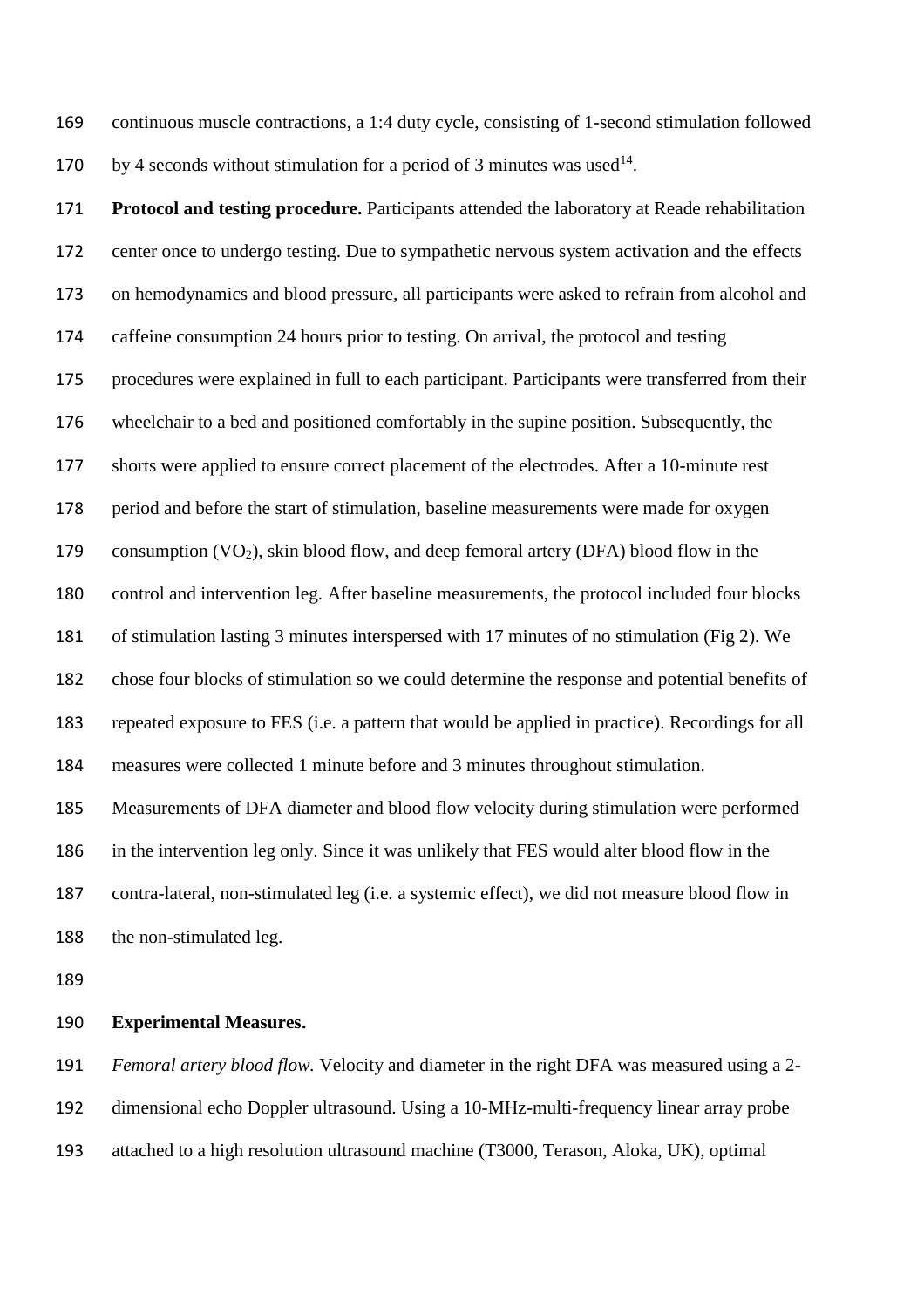continuous muscle contractions, a 1:4 duty cycle, consisting of 1-second stimulation followed by 4 seconds without stimulation for a period of 3 minutes was used[14].

**Protocol and testing procedure.** Participants attended the laboratory at Reade rehabilitation center once to undergo testing. Due to sympathetic nervous system activation and the effects on hemodynamics and blood pressure, all participants were asked to refrain from alcohol and caffeine consumption 24 hours prior to testing. On arrival, the protocol and testing procedures were explained in full to each participant. Participants were transferred from their wheelchair to a bed and positioned comfortably in the supine position. Subsequently, the shorts were applied to ensure correct placement of the electrodes. After a 10-minute rest period and before the start of stimulation, baseline measurements were made for oxygen consumption ($VO_2$), skin blood flow, and deep femoral artery (DFA) blood flow in the control and intervention leg. After baseline measurements, the protocol included four blocks of stimulation lasting 3 minutes interspersed with 17 minutes of no stimulation (Fig 2). We chose four blocks of stimulation so we could determine the response and potential benefits of repeated exposure to FES (i.e. a pattern that would be applied in practice). Recordings for all measures were collected 1 minute before and 3 minutes throughout stimulation. Measurements of DFA diameter and blood flow velocity during stimulation were performed in the intervention leg only. Since it was unlikely that FES would alter blood flow in the contra-lateral, non-stimulated leg (i.e. a systemic effect), we did not measure blood flow in the non-stimulated leg.

**Experimental Measures.**

*Femoral artery blood flow.* Velocity and diameter in the right DFA was measured using a 2-dimensional echo Doppler ultrasound. Using a 10-MHz-multi-frequency linear array probe attached to a high resolution ultrasound machine (T3000, Terason, Aloka, UK), optimal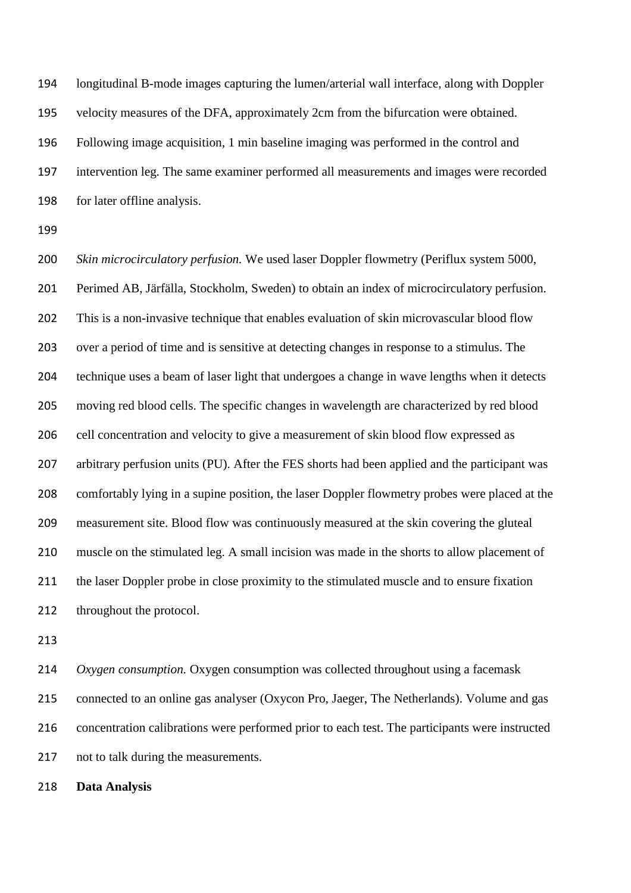longitudinal B-mode images capturing the lumen/arterial wall interface, along with Doppler velocity measures of the DFA, approximately 2cm from the bifurcation were obtained. Following image acquisition, 1 min baseline imaging was performed in the control and intervention leg. The same examiner performed all measurements and images were recorded for later offline analysis.

*Skin microcirculatory perfusion.* We used laser Doppler flowmetry (Periflux system 5000, Perimed AB, Järfälla, Stockholm, Sweden) to obtain an index of microcirculatory perfusion. This is a non-invasive technique that enables evaluation of skin microvascular blood flow over a period of time and is sensitive at detecting changes in response to a stimulus. The technique uses a beam of laser light that undergoes a change in wave lengths when it detects moving red blood cells. The specific changes in wavelength are characterized by red blood cell concentration and velocity to give a measurement of skin blood flow expressed as arbitrary perfusion units (PU). After the FES shorts had been applied and the participant was comfortably lying in a supine position, the laser Doppler flowmetry probes were placed at the measurement site. Blood flow was continuously measured at the skin covering the gluteal muscle on the stimulated leg. A small incision was made in the shorts to allow placement of the laser Doppler probe in close proximity to the stimulated muscle and to ensure fixation throughout the protocol.

*Oxygen consumption.* Oxygen consumption was collected throughout using a facemask connected to an online gas analyser (Oxycon Pro, Jaeger, The Netherlands). Volume and gas concentration calibrations were performed prior to each test. The participants were instructed not to talk during the measurements.

**Data Analysis**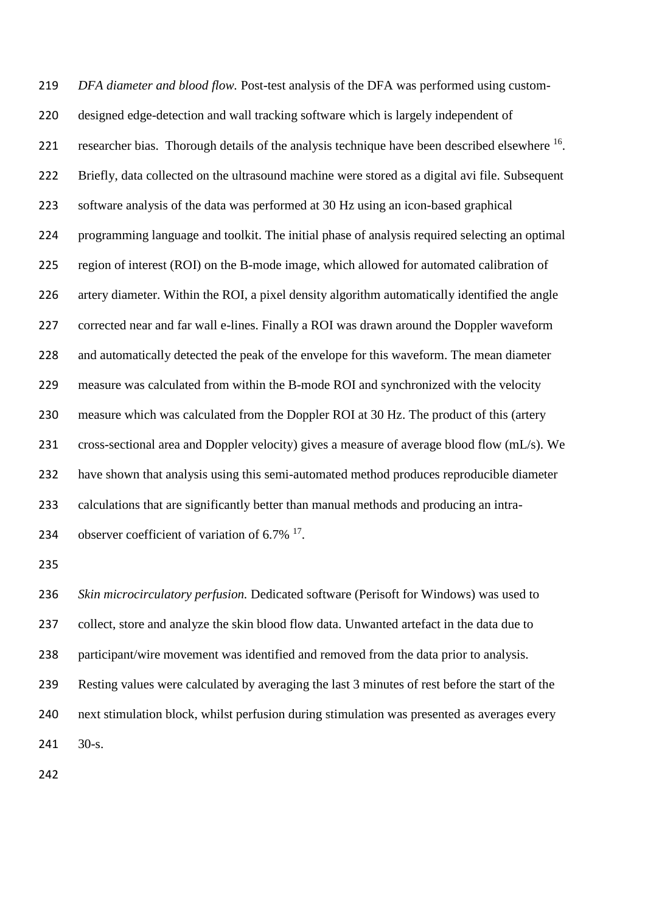*DFA diameter and blood flow.* Post-test analysis of the DFA was performed using custom-designed edge-detection and wall tracking software which is largely independent of researcher bias. Thorough details of the analysis technique have been described elsewhere [16]. Briefly, data collected on the ultrasound machine were stored as a digital avi file. Subsequent software analysis of the data was performed at 30 Hz using an icon-based graphical programming language and toolkit. The initial phase of analysis required selecting an optimal region of interest (ROI) on the B-mode image, which allowed for automated calibration of artery diameter. Within the ROI, a pixel density algorithm automatically identified the angle corrected near and far wall e-lines. Finally a ROI was drawn around the Doppler waveform and automatically detected the peak of the envelope for this waveform. The mean diameter measure was calculated from within the B-mode ROI and synchronized with the velocity measure which was calculated from the Doppler ROI at 30 Hz. The product of this (artery cross-sectional area and Doppler velocity) gives a measure of average blood flow (mL/s). We have shown that analysis using this semi-automated method produces reproducible diameter calculations that are significantly better than manual methods and producing an intra-observer coefficient of variation of 6.7% [17].

*Skin microcirculatory perfusion.* Dedicated software (Perisoft for Windows) was used to collect, store and analyze the skin blood flow data. Unwanted artefact in the data due to participant/wire movement was identified and removed from the data prior to analysis. Resting values were calculated by averaging the last 3 minutes of rest before the start of the next stimulation block, whilst perfusion during stimulation was presented as averages every 30-s.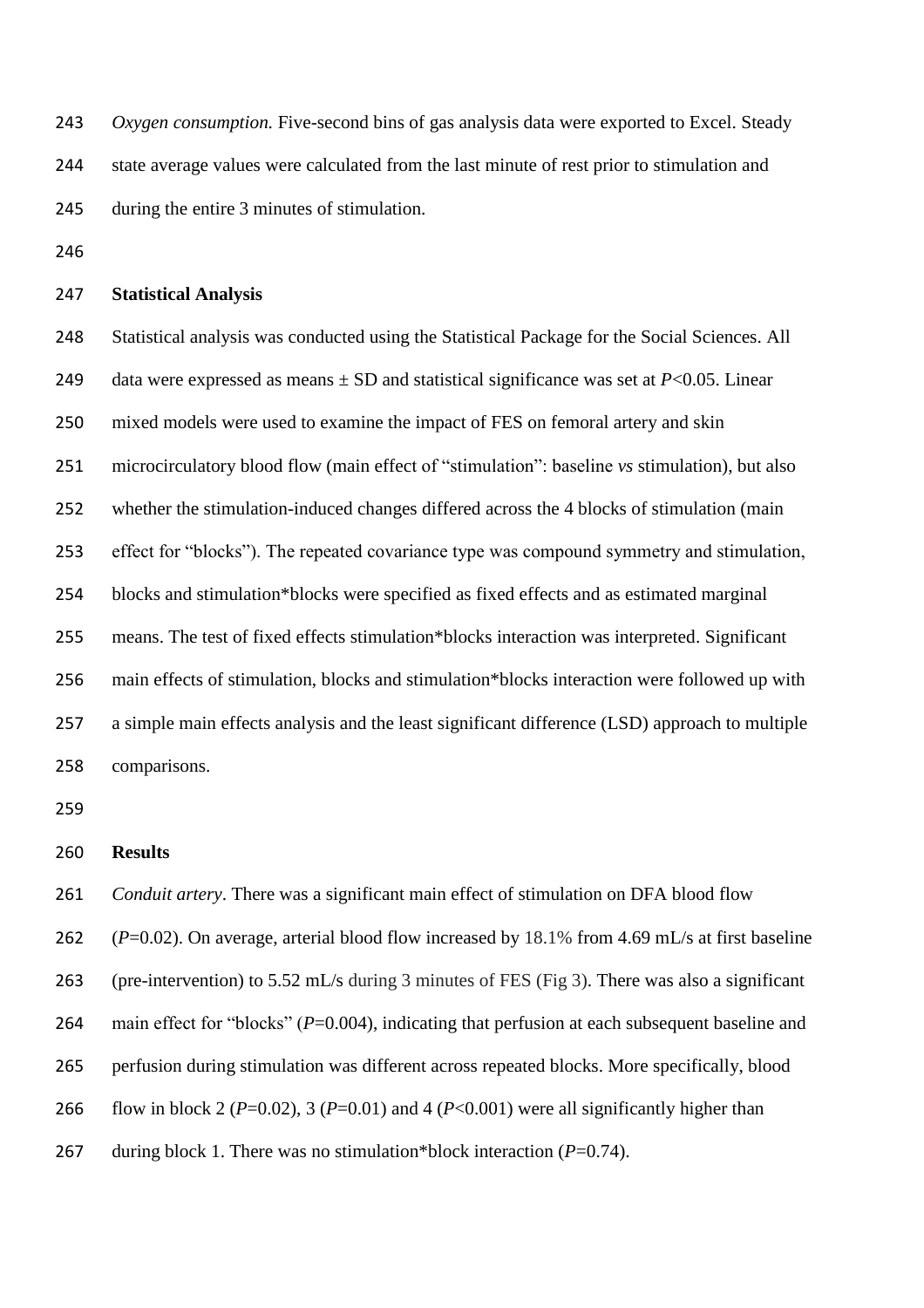*Oxygen consumption.* Five-second bins of gas analysis data were exported to Excel. Steady state average values were calculated from the last minute of rest prior to stimulation and during the entire 3 minutes of stimulation.

## Statistical Analysis

Statistical analysis was conducted using the Statistical Package for the Social Sciences. All data were expressed as means ± SD and statistical significance was set at $P<0.05$. Linear mixed models were used to examine the impact of FES on femoral artery and skin microcirculatory blood flow (main effect of "stimulation": baseline *vs* stimulation), but also whether the stimulation-induced changes differed across the 4 blocks of stimulation (main effect for "blocks"). The repeated covariance type was compound symmetry and stimulation, blocks and stimulation*blocks were specified as fixed effects and as estimated marginal means. The test of fixed effects stimulation*blocks interaction was interpreted. Significant main effects of stimulation, blocks and stimulation*blocks interaction were followed up with a simple main effects analysis and the least significant difference (LSD) approach to multiple comparisons.

## Results

*Conduit artery*. There was a significant main effect of stimulation on DFA blood flow ($P=0.02$). On average, arterial blood flow increased by 18.1% from 4.69 mL/s at first baseline (pre-intervention) to 5.52 mL/s during 3 minutes of FES (Fig 3). There was also a significant main effect for "blocks" ($P=0.004$), indicating that perfusion at each subsequent baseline and perfusion during stimulation was different across repeated blocks. More specifically, blood flow in block 2 ($P=0.02$), 3 ($P=0.01$) and 4 ($P<0.001$) were all significantly higher than during block 1. There was no stimulation*block interaction ($P=0.74$).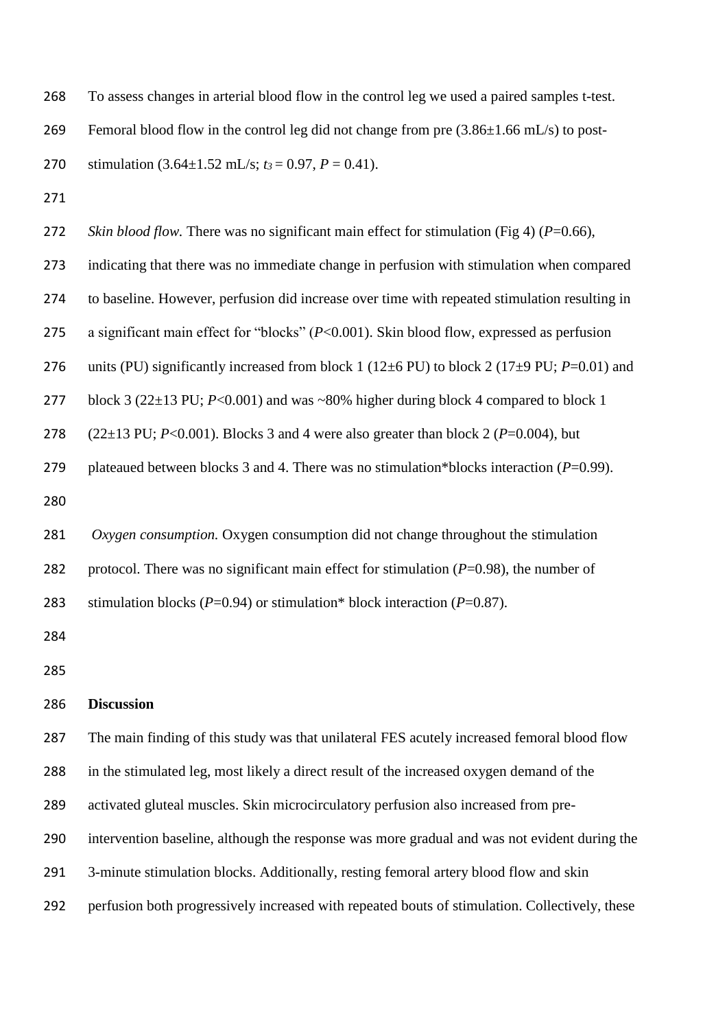To assess changes in arterial blood flow in the control leg we used a paired samples t-test. Femoral blood flow in the control leg did not change from pre (3.86±1.66 mL/s) to post-stimulation (3.64±1.52 mL/s; $t_3 = 0.97$, $P = 0.41$).

*Skin blood flow.* There was no significant main effect for stimulation (Fig 4) ($P$=0.66), indicating that there was no immediate change in perfusion with stimulation when compared to baseline. However, perfusion did increase over time with repeated stimulation resulting in a significant main effect for "blocks" ($P$<0.001). Skin blood flow, expressed as perfusion units (PU) significantly increased from block 1 (12±6 PU) to block 2 (17±9 PU; $P$=0.01) and block 3 (22±13 PU; $P$<0.001) and was ~80% higher during block 4 compared to block 1 (22±13 PU; $P$<0.001). Blocks 3 and 4 were also greater than block 2 ($P$=0.004), but plateaued between blocks 3 and 4. There was no stimulation*blocks interaction ($P$=0.99).

*Oxygen consumption.* Oxygen consumption did not change throughout the stimulation protocol. There was no significant main effect for stimulation ($P$=0.98), the number of stimulation blocks ($P$=0.94) or stimulation* block interaction ($P$=0.87).

## Discussion

The main finding of this study was that unilateral FES acutely increased femoral blood flow in the stimulated leg, most likely a direct result of the increased oxygen demand of the activated gluteal muscles. Skin microcirculatory perfusion also increased from pre-intervention baseline, although the response was more gradual and was not evident during the 3-minute stimulation blocks. Additionally, resting femoral artery blood flow and skin perfusion both progressively increased with repeated bouts of stimulation. Collectively, these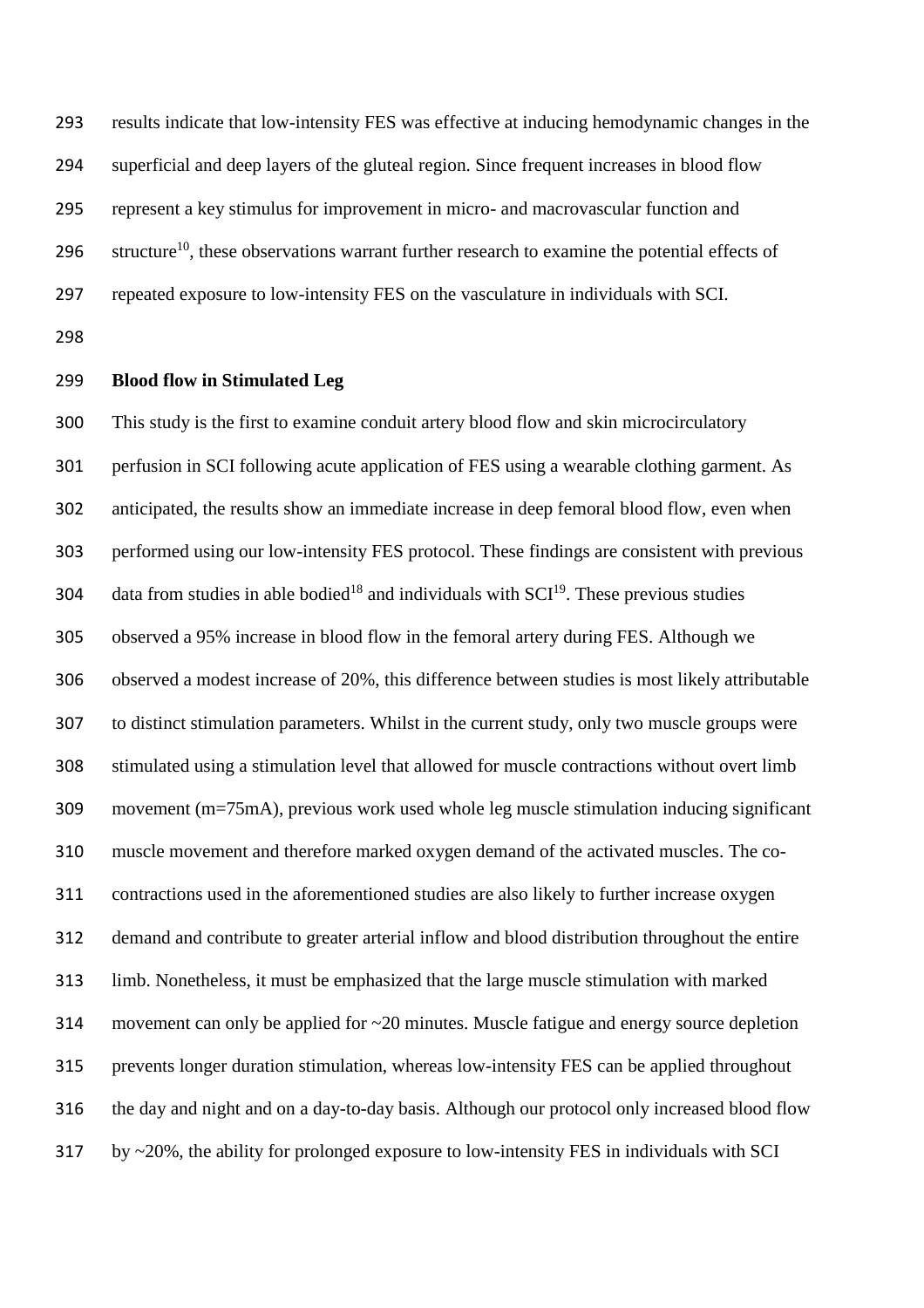results indicate that low-intensity FES was effective at inducing hemodynamic changes in the superficial and deep layers of the gluteal region. Since frequent increases in blood flow represent a key stimulus for improvement in micro- and macrovascular function and structure[10], these observations warrant further research to examine the potential effects of repeated exposure to low-intensity FES on the vasculature in individuals with SCI.

**Blood flow in Stimulated Leg**

This study is the first to examine conduit artery blood flow and skin microcirculatory perfusion in SCI following acute application of FES using a wearable clothing garment. As anticipated, the results show an immediate increase in deep femoral blood flow, even when performed using our low-intensity FES protocol. These findings are consistent with previous data from studies in able bodied[18] and individuals with SCI[19]. These previous studies observed a 95% increase in blood flow in the femoral artery during FES. Although we observed a modest increase of 20%, this difference between studies is most likely attributable to distinct stimulation parameters. Whilst in the current study, only two muscle groups were stimulated using a stimulation level that allowed for muscle contractions without overt limb movement (m=75mA), previous work used whole leg muscle stimulation inducing significant muscle movement and therefore marked oxygen demand of the activated muscles. The co-contractions used in the aforementioned studies are also likely to further increase oxygen demand and contribute to greater arterial inflow and blood distribution throughout the entire limb. Nonetheless, it must be emphasized that the large muscle stimulation with marked movement can only be applied for ~20 minutes. Muscle fatigue and energy source depletion prevents longer duration stimulation, whereas low-intensity FES can be applied throughout the day and night and on a day-to-day basis. Although our protocol only increased blood flow by ~20%, the ability for prolonged exposure to low-intensity FES in individuals with SCI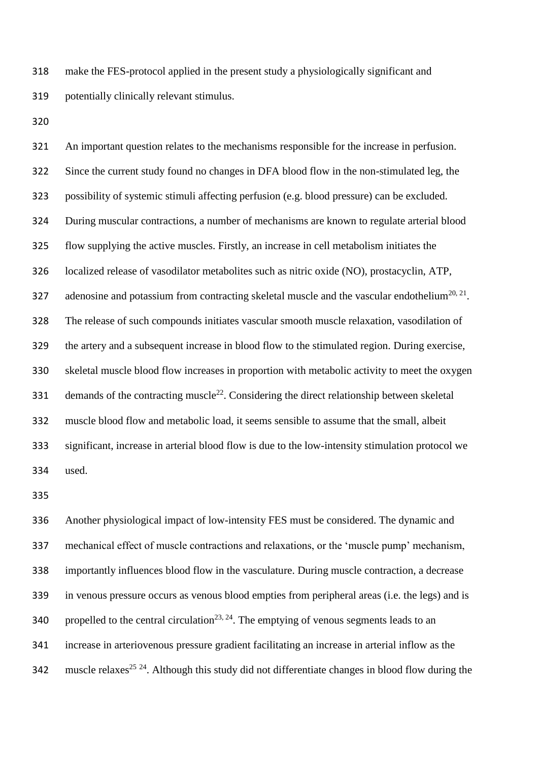make the FES-protocol applied in the present study a physiologically significant and potentially clinically relevant stimulus.

An important question relates to the mechanisms responsible for the increase in perfusion. Since the current study found no changes in DFA blood flow in the non-stimulated leg, the possibility of systemic stimuli affecting perfusion (e.g. blood pressure) can be excluded. During muscular contractions, a number of mechanisms are known to regulate arterial blood flow supplying the active muscles. Firstly, an increase in cell metabolism initiates the localized release of vasodilator metabolites such as nitric oxide (NO), prostacyclin, ATP, adenosine and potassium from contracting skeletal muscle and the vascular endothelium[20, 21]. The release of such compounds initiates vascular smooth muscle relaxation, vasodilation of the artery and a subsequent increase in blood flow to the stimulated region. During exercise, skeletal muscle blood flow increases in proportion with metabolic activity to meet the oxygen demands of the contracting muscle[22]. Considering the direct relationship between skeletal muscle blood flow and metabolic load, it seems sensible to assume that the small, albeit significant, increase in arterial blood flow is due to the low-intensity stimulation protocol we used.

Another physiological impact of low-intensity FES must be considered. The dynamic and mechanical effect of muscle contractions and relaxations, or the 'muscle pump' mechanism, importantly influences blood flow in the vasculature. During muscle contraction, a decrease in venous pressure occurs as venous blood empties from peripheral areas (i.e. the legs) and is propelled to the central circulation[23, 24]. The emptying of venous segments leads to an increase in arteriovenous pressure gradient facilitating an increase in arterial inflow as the muscle relaxes[25 24]. Although this study did not differentiate changes in blood flow during the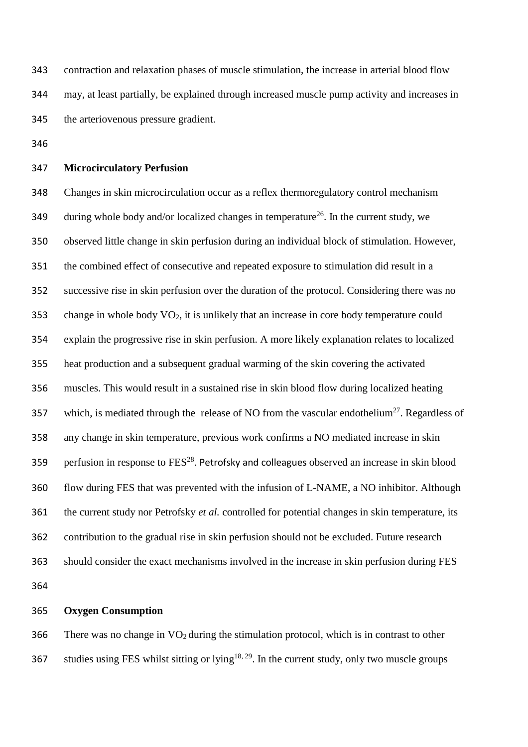contraction and relaxation phases of muscle stimulation, the increase in arterial blood flow may, at least partially, be explained through increased muscle pump activity and increases in the arteriovenous pressure gradient.

**Microcirculatory Perfusion**

Changes in skin microcirculation occur as a reflex thermoregulatory control mechanism during whole body and/or localized changes in temperature[26]. In the current study, we observed little change in skin perfusion during an individual block of stimulation. However, the combined effect of consecutive and repeated exposure to stimulation did result in a successive rise in skin perfusion over the duration of the protocol. Considering there was no change in whole body $VO_2$, it is unlikely that an increase in core body temperature could explain the progressive rise in skin perfusion. A more likely explanation relates to localized heat production and a subsequent gradual warming of the skin covering the activated muscles. This would result in a sustained rise in skin blood flow during localized heating which, is mediated through the release of NO from the vascular endothelium[27]. Regardless of any change in skin temperature, previous work confirms a NO mediated increase in skin perfusion in response to FES[28]. Petrofsky and colleagues observed an increase in skin blood flow during FES that was prevented with the infusion of L-NAME, a NO inhibitor. Although the current study nor Petrofsky *et al.* controlled for potential changes in skin temperature, its contribution to the gradual rise in skin perfusion should not be excluded. Future research should consider the exact mechanisms involved in the increase in skin perfusion during FES

**Oxygen Consumption**

There was no change in $VO_2$ during the stimulation protocol, which is in contrast to other studies using FES whilst sitting or lying[18, 29]. In the current study, only two muscle groups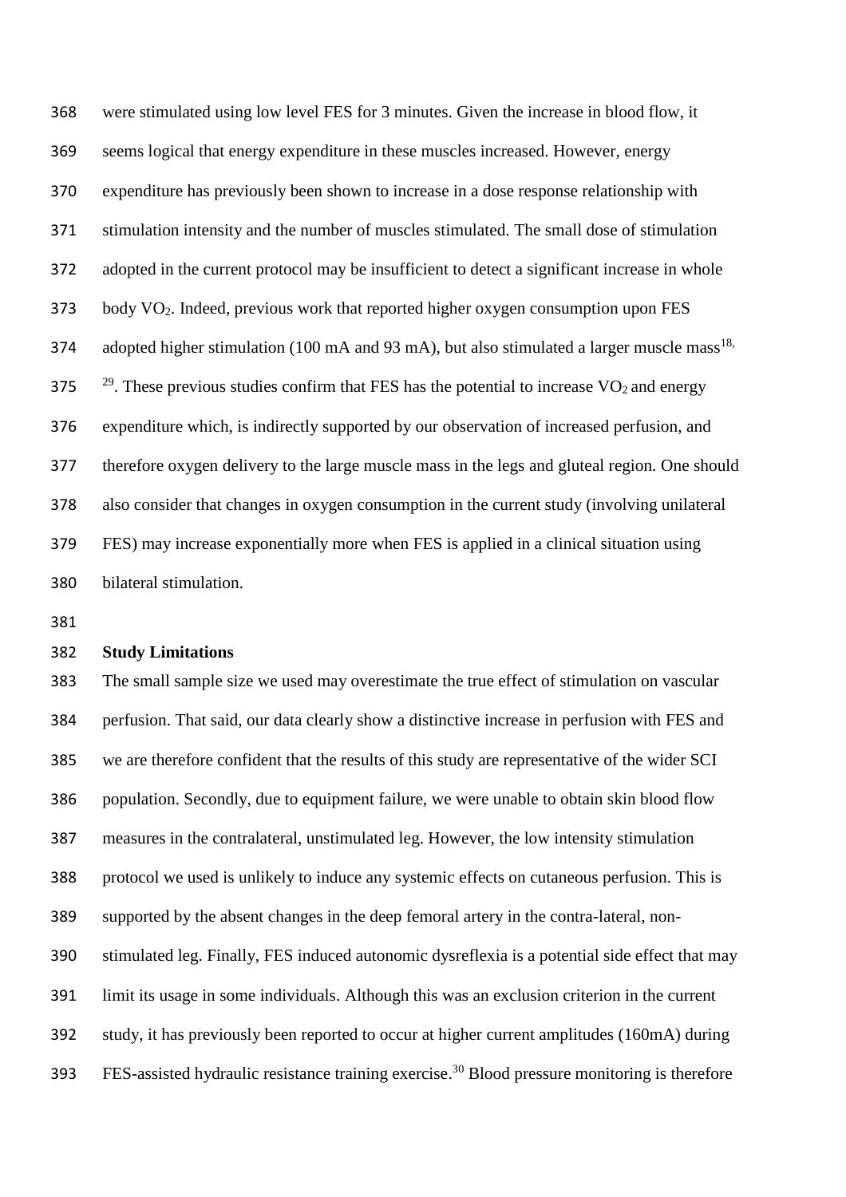were stimulated using low level FES for 3 minutes. Given the increase in blood flow, it seems logical that energy expenditure in these muscles increased. However, energy expenditure has previously been shown to increase in a dose response relationship with stimulation intensity and the number of muscles stimulated. The small dose of stimulation adopted in the current protocol may be insufficient to detect a significant increase in whole body $VO_2$. Indeed, previous work that reported higher oxygen consumption upon FES adopted higher stimulation (100 mA and 93 mA), but also stimulated a larger muscle mass[18, 29]. These previous studies confirm that FES has the potential to increase $VO_2$ and energy expenditure which, is indirectly supported by our observation of increased perfusion, and therefore oxygen delivery to the large muscle mass in the legs and gluteal region. One should also consider that changes in oxygen consumption in the current study (involving unilateral FES) may increase exponentially more when FES is applied in a clinical situation using bilateral stimulation.

**Study Limitations**

The small sample size we used may overestimate the true effect of stimulation on vascular perfusion. That said, our data clearly show a distinctive increase in perfusion with FES and we are therefore confident that the results of this study are representative of the wider SCI population. Secondly, due to equipment failure, we were unable to obtain skin blood flow measures in the contralateral, unstimulated leg. However, the low intensity stimulation protocol we used is unlikely to induce any systemic effects on cutaneous perfusion. This is supported by the absent changes in the deep femoral artery in the contra-lateral, non-stimulated leg. Finally, FES induced autonomic dysreflexia is a potential side effect that may limit its usage in some individuals. Although this was an exclusion criterion in the current study, it has previously been reported to occur at higher current amplitudes (160mA) during FES-assisted hydraulic resistance training exercise.[30] Blood pressure monitoring is therefore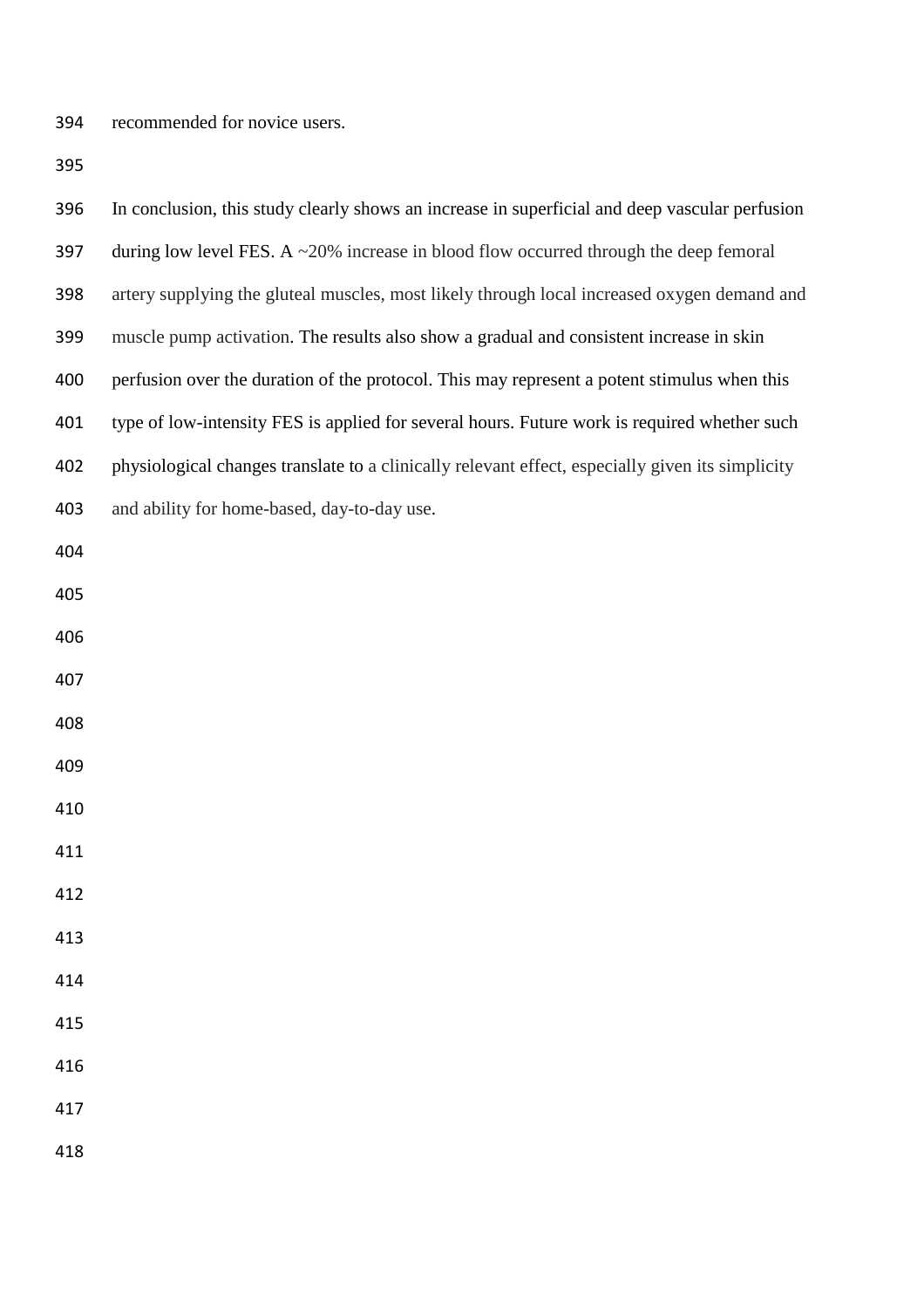recommended for novice users.

In conclusion, this study clearly shows an increase in superficial and deep vascular perfusion during low level FES. A ~20% increase in blood flow occurred through the deep femoral artery supplying the gluteal muscles, most likely through local increased oxygen demand and muscle pump activation. The results also show a gradual and consistent increase in skin perfusion over the duration of the protocol. This may represent a potent stimulus when this type of low-intensity FES is applied for several hours. Future work is required whether such physiological changes translate to a clinically relevant effect, especially given its simplicity and ability for home-based, day-to-day use.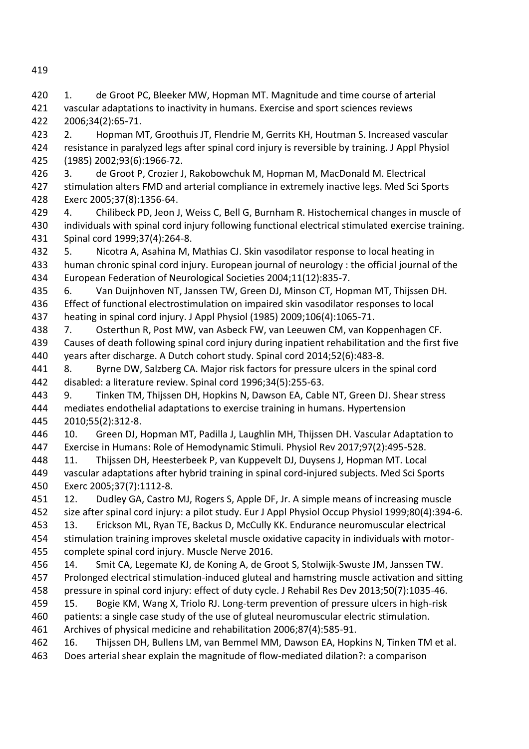1. de Groot PC, Bleeker MW, Hopman MT. Magnitude and time course of arterial vascular adaptations to inactivity in humans. Exercise and sport sciences reviews 2006;34(2):65-71.
2. Hopman MT, Groothuis JT, Flendrie M, Gerrits KH, Houtman S. Increased vascular resistance in paralyzed legs after spinal cord injury is reversible by training. J Appl Physiol (1985) 2002;93(6):1966-72.
3. de Groot P, Crozier J, Rakobowchuk M, Hopman M, MacDonald M. Electrical stimulation alters FMD and arterial compliance in extremely inactive legs. Med Sci Sports Exerc 2005;37(8):1356-64.
4. Chilibeck PD, Jeon J, Weiss C, Bell G, Burnham R. Histochemical changes in muscle of individuals with spinal cord injury following functional electrical stimulated exercise training. Spinal cord 1999;37(4):264-8.
5. Nicotra A, Asahina M, Mathias CJ. Skin vasodilator response to local heating in human chronic spinal cord injury. European journal of neurology : the official journal of the European Federation of Neurological Societies 2004;11(12):835-7.
6. Van Duijnhoven NT, Janssen TW, Green DJ, Minson CT, Hopman MT, Thijssen DH. Effect of functional electrostimulation on impaired skin vasodilator responses to local heating in spinal cord injury. J Appl Physiol (1985) 2009;106(4):1065-71.
7. Osterthun R, Post MW, van Asbeck FW, van Leeuwen CM, van Koppenhagen CF. Causes of death following spinal cord injury during inpatient rehabilitation and the first five years after discharge. A Dutch cohort study. Spinal cord 2014;52(6):483-8.
8. Byrne DW, Salzberg CA. Major risk factors for pressure ulcers in the spinal cord disabled: a literature review. Spinal cord 1996;34(5):255-63.
9. Tinken TM, Thijssen DH, Hopkins N, Dawson EA, Cable NT, Green DJ. Shear stress mediates endothelial adaptations to exercise training in humans. Hypertension 2010;55(2):312-8.
10. Green DJ, Hopman MT, Padilla J, Laughlin MH, Thijssen DH. Vascular Adaptation to Exercise in Humans: Role of Hemodynamic Stimuli. Physiol Rev 2017;97(2):495-528.
11. Thijssen DH, Heesterbeek P, van Kuppevelt DJ, Duysens J, Hopman MT. Local vascular adaptations after hybrid training in spinal cord-injured subjects. Med Sci Sports Exerc 2005;37(7):1112-8.
12. Dudley GA, Castro MJ, Rogers S, Apple DF, Jr. A simple means of increasing muscle size after spinal cord injury: a pilot study. Eur J Appl Physiol Occup Physiol 1999;80(4):394-6.
13. Erickson ML, Ryan TE, Backus D, McCully KK. Endurance neuromuscular electrical stimulation training improves skeletal muscle oxidative capacity in individuals with motor-complete spinal cord injury. Muscle Nerve 2016.
14. Smit CA, Legemate KJ, de Koning A, de Groot S, Stolwijk-Swuste JM, Janssen TW. Prolonged electrical stimulation-induced gluteal and hamstring muscle activation and sitting pressure in spinal cord injury: effect of duty cycle. J Rehabil Res Dev 2013;50(7):1035-46.
15. Bogie KM, Wang X, Triolo RJ. Long-term prevention of pressure ulcers in high-risk patients: a single case study of the use of gluteal neuromuscular electric stimulation. Archives of physical medicine and rehabilitation 2006;87(4):585-91.
16. Thijssen DH, Bullens LM, van Bemmel MM, Dawson EA, Hopkins N, Tinken TM et al. Does arterial shear explain the magnitude of flow-mediated dilation?: a comparison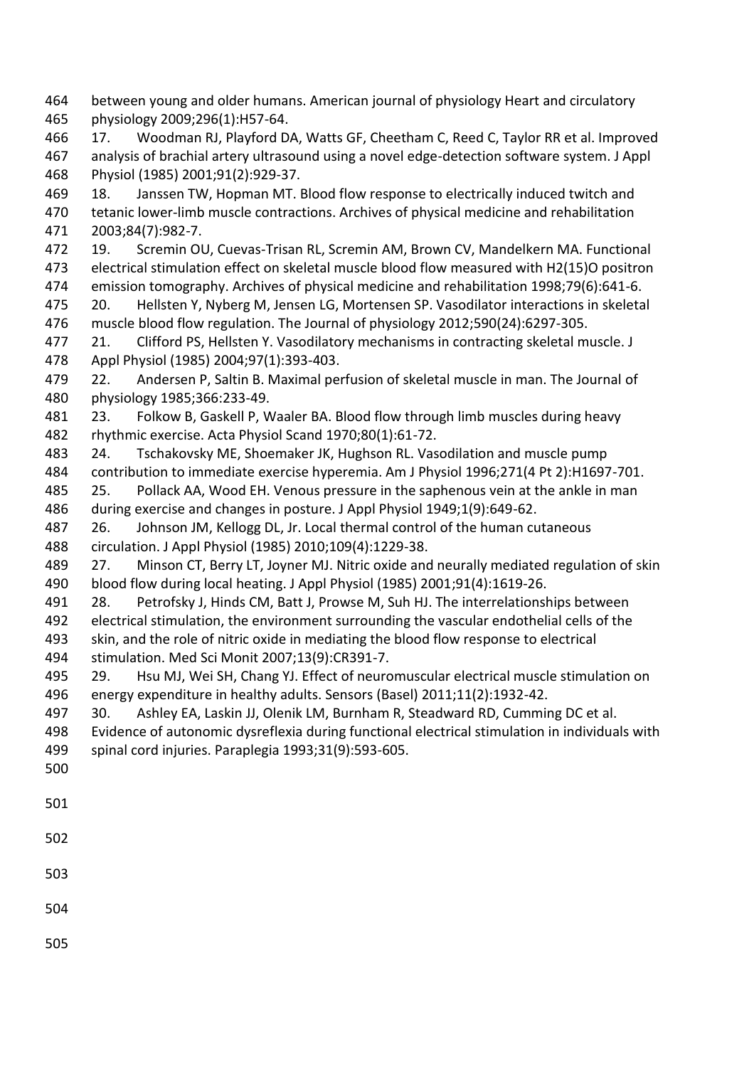between young and older humans. American journal of physiology Heart and circulatory physiology 2009;296(1):H57-64.

17. Woodman RJ, Playford DA, Watts GF, Cheetham C, Reed C, Taylor RR et al. Improved analysis of brachial artery ultrasound using a novel edge-detection software system. J Appl Physiol (1985) 2001;91(2):929-37.

18. Janssen TW, Hopman MT. Blood flow response to electrically induced twitch and tetanic lower-limb muscle contractions. Archives of physical medicine and rehabilitation 2003;84(7):982-7.

19. Scremin OU, Cuevas-Trisan RL, Scremin AM, Brown CV, Mandelkern MA. Functional electrical stimulation effect on skeletal muscle blood flow measured with H2(15)O positron emission tomography. Archives of physical medicine and rehabilitation 1998;79(6):641-6.

20. Hellsten Y, Nyberg M, Jensen LG, Mortensen SP. Vasodilator interactions in skeletal muscle blood flow regulation. The Journal of physiology 2012;590(24):6297-305.

21. Clifford PS, Hellsten Y. Vasodilatory mechanisms in contracting skeletal muscle. J Appl Physiol (1985) 2004;97(1):393-403.

22. Andersen P, Saltin B. Maximal perfusion of skeletal muscle in man. The Journal of physiology 1985;366:233-49.

23. Folkow B, Gaskell P, Waaler BA. Blood flow through limb muscles during heavy rhythmic exercise. Acta Physiol Scand 1970;80(1):61-72.

24. Tschakovsky ME, Shoemaker JK, Hughson RL. Vasodilation and muscle pump contribution to immediate exercise hyperemia. Am J Physiol 1996;271(4 Pt 2):H1697-701.

25. Pollack AA, Wood EH. Venous pressure in the saphenous vein at the ankle in man during exercise and changes in posture. J Appl Physiol 1949;1(9):649-62.

26. Johnson JM, Kellogg DL, Jr. Local thermal control of the human cutaneous circulation. J Appl Physiol (1985) 2010;109(4):1229-38.

27. Minson CT, Berry LT, Joyner MJ. Nitric oxide and neurally mediated regulation of skin blood flow during local heating. J Appl Physiol (1985) 2001;91(4):1619-26.

28. Petrofsky J, Hinds CM, Batt J, Prowse M, Suh HJ. The interrelationships between electrical stimulation, the environment surrounding the vascular endothelial cells of the skin, and the role of nitric oxide in mediating the blood flow response to electrical stimulation. Med Sci Monit 2007;13(9):CR391-7.

29. Hsu MJ, Wei SH, Chang YJ. Effect of neuromuscular electrical muscle stimulation on energy expenditure in healthy adults. Sensors (Basel) 2011;11(2):1932-42.

30. Ashley EA, Laskin JJ, Olenik LM, Burnham R, Steadward RD, Cumming DC et al. Evidence of autonomic dysreflexia during functional electrical stimulation in individuals with spinal cord injuries. Paraplegia 1993;31(9):593-605.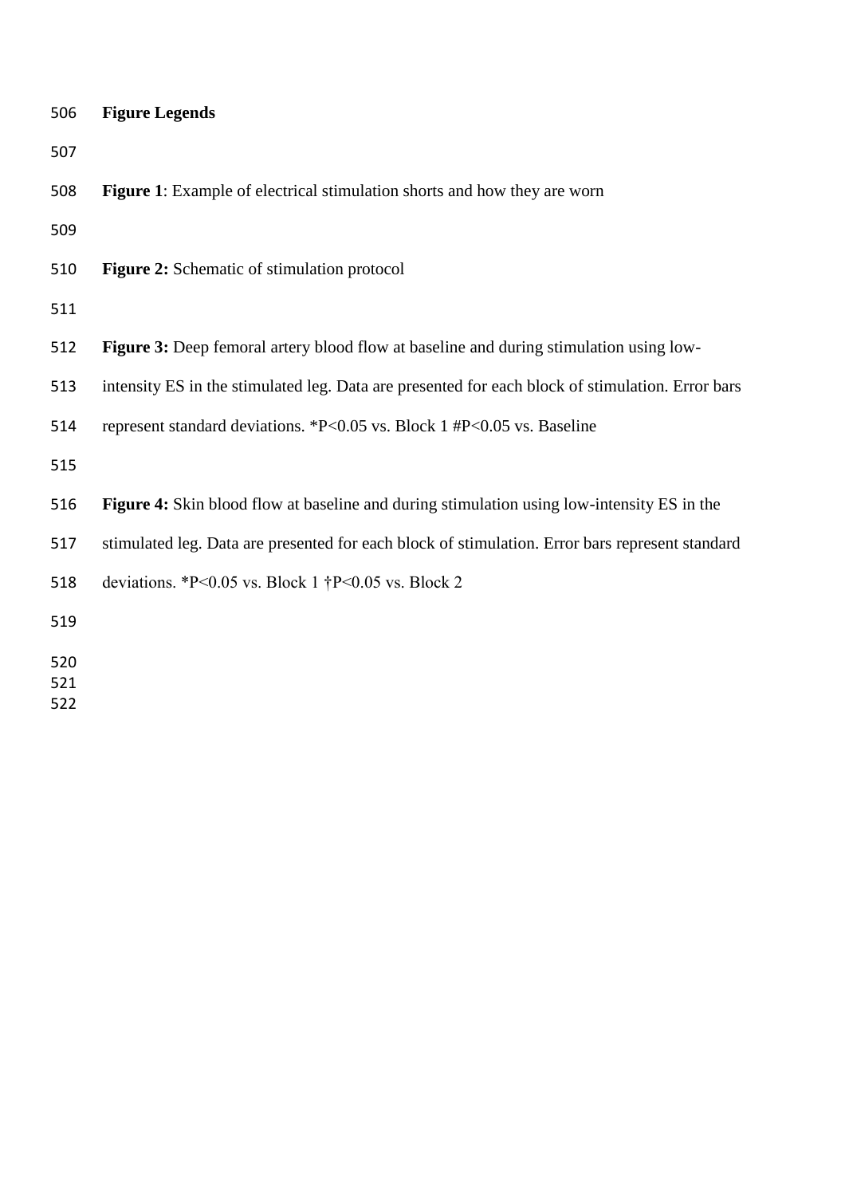## Figure Legends

**Figure 1**: Example of electrical stimulation shorts and how they are worn

**Figure 2:** Schematic of stimulation protocol

**Figure 3:** Deep femoral artery blood flow at baseline and during stimulation using low-intensity ES in the stimulated leg. Data are presented for each block of stimulation. Error bars represent standard deviations. *$P<0.05$ vs. Block 1 #$P<0.05$ vs. Baseline

**Figure 4:** Skin blood flow at baseline and during stimulation using low-intensity ES in the stimulated leg. Data are presented for each block of stimulation. Error bars represent standard deviations. *$P<0.05$ vs. Block 1 †$P<0.05$ vs. Block 2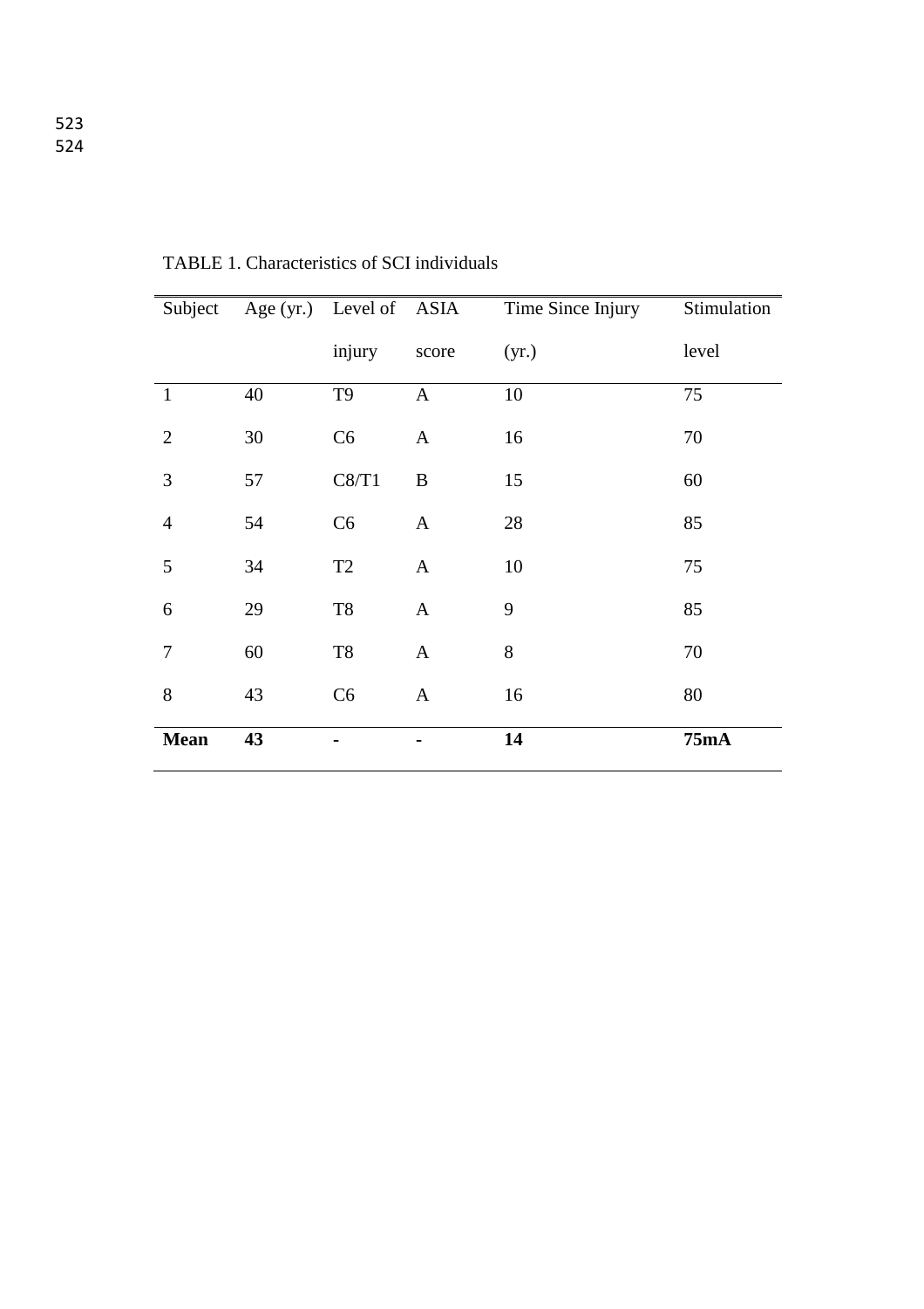TABLE 1. Characteristics of SCI individuals

| Subject | Age (yr.) | Level of injury | ASIA score | Time Since Injury (yr.) | Stimulation level |
|---|---|---|---|---|---|
| 1 | 40 | T9 | A | 10 | 75 |
| 2 | 30 | C6 | A | 16 | 70 |
| 3 | 57 | C8/T1 | B | 15 | 60 |
| 4 | 54 | C6 | A | 28 | 85 |
| 5 | 34 | T2 | A | 10 | 75 |
| 6 | 29 | T8 | A | 9 | 85 |
| 7 | 60 | T8 | A | 8 | 70 |
| 8 | 43 | C6 | A | 16 | 80 |
| **Mean** | **43** | **-** | **-** | **14** | **75mA** |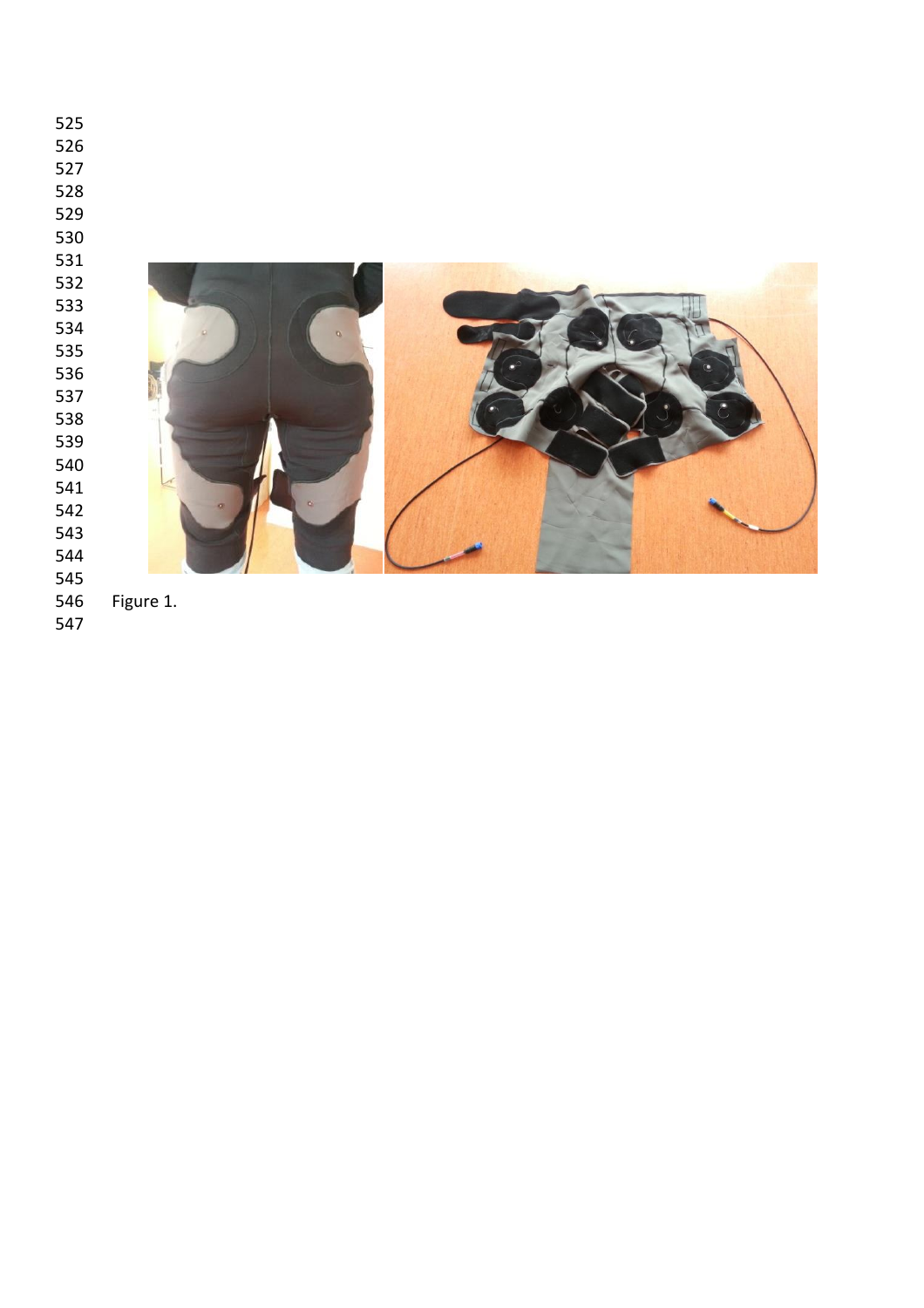Figure 1.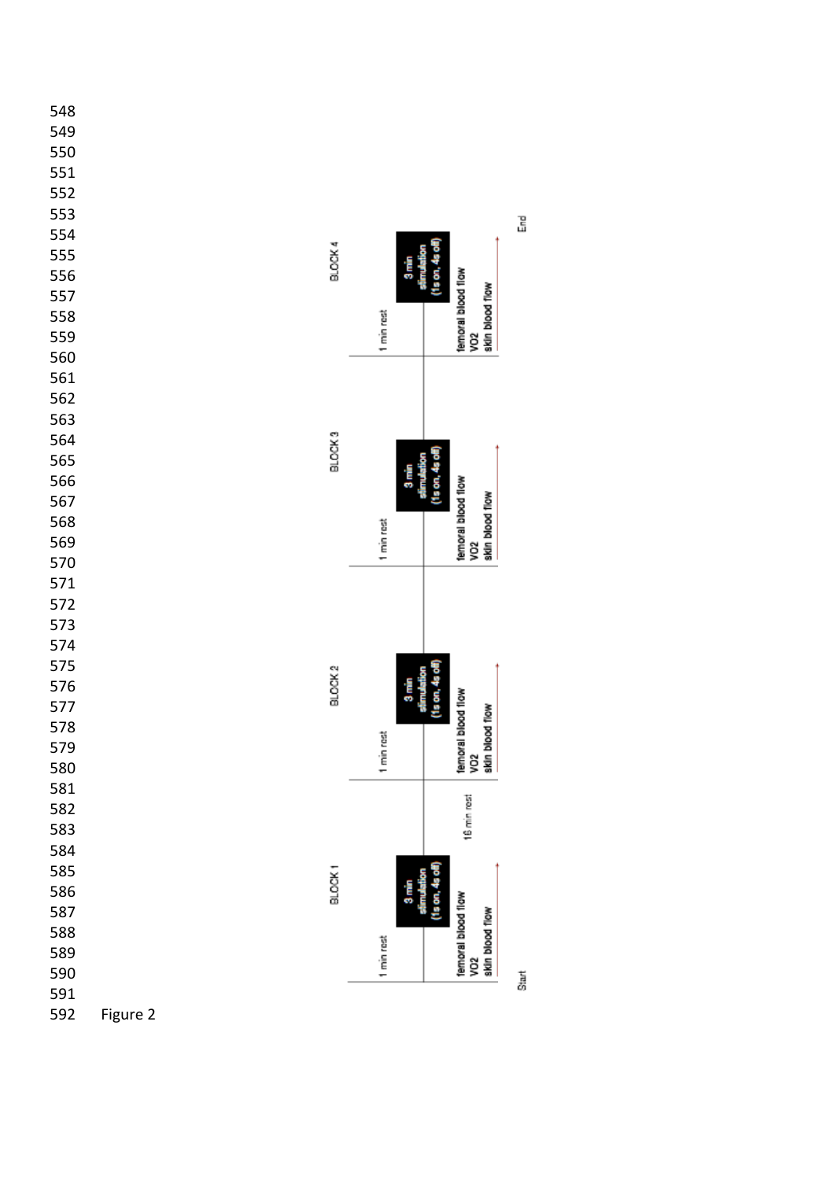Start

BLOCK 1

1 min rest

3 min stimulation (1s on, 4s off)

femoral blood flow
VO2
skin blood flow

15 min rest

BLOCK 2

1 min rest

3 min stimulation (1s on, 4s off)

femoral blood flow
VO2
skin blood flow

BLOCK 3

1 min rest

3 min stimulation (1s on, 4s off)

femoral blood flow
VO2
skin blood flow

BLOCK 4

1 min rest

3 min stimulation (1s on, 4s off)

femoral blood flow
VO2
skin blood flow

End

Figure 2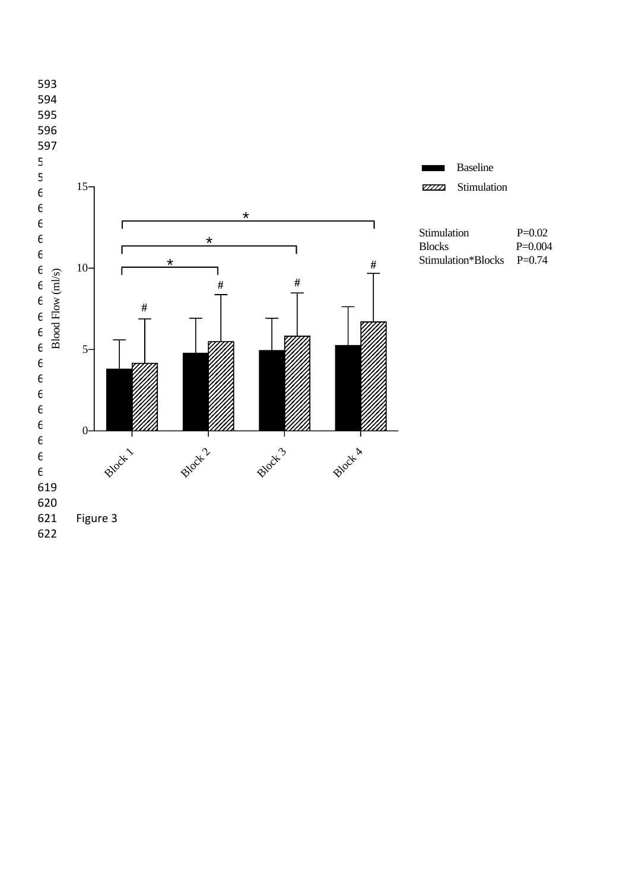Figure 3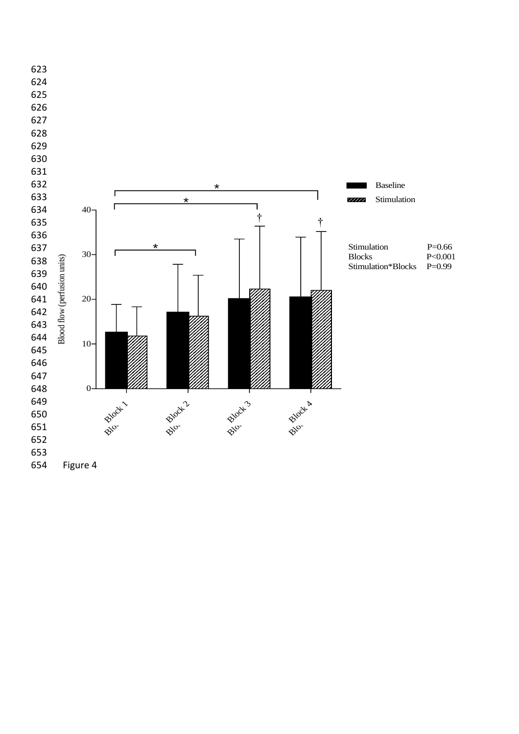Baseline

Stimulation

Stimulation P=0.66

Blocks P<0.001

Stimulation*Blocks P=0.99

Blood flow (perfusion units)

40

30

20

10

0

*

*

*

†

†

Block 1

Block 2

Block 3

Block 4

Figure 4